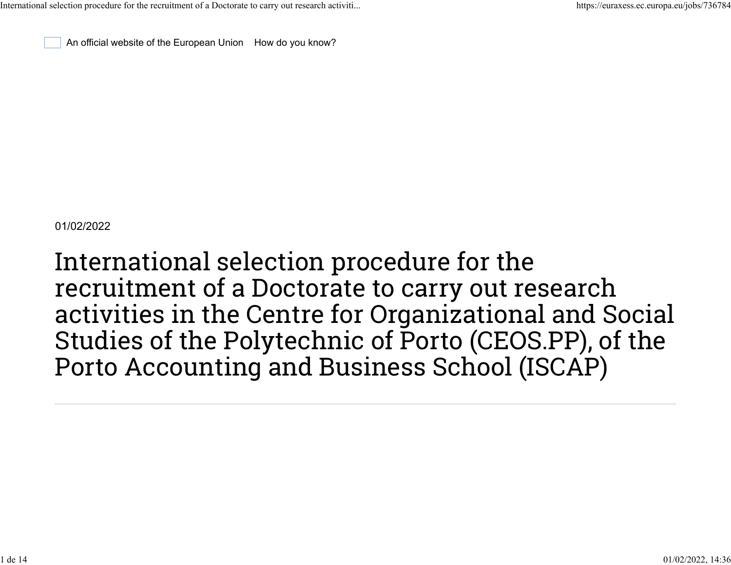An official website of the European Union How do you know?

01/02/2022

# International selection procedure for the recruitment of a Doctorate to carry out research activities in the Centre for Organizational and Social Studies of the Polytechnic of Porto (CEOS.PP), of the Porto Accounting and Business School (ISCAP)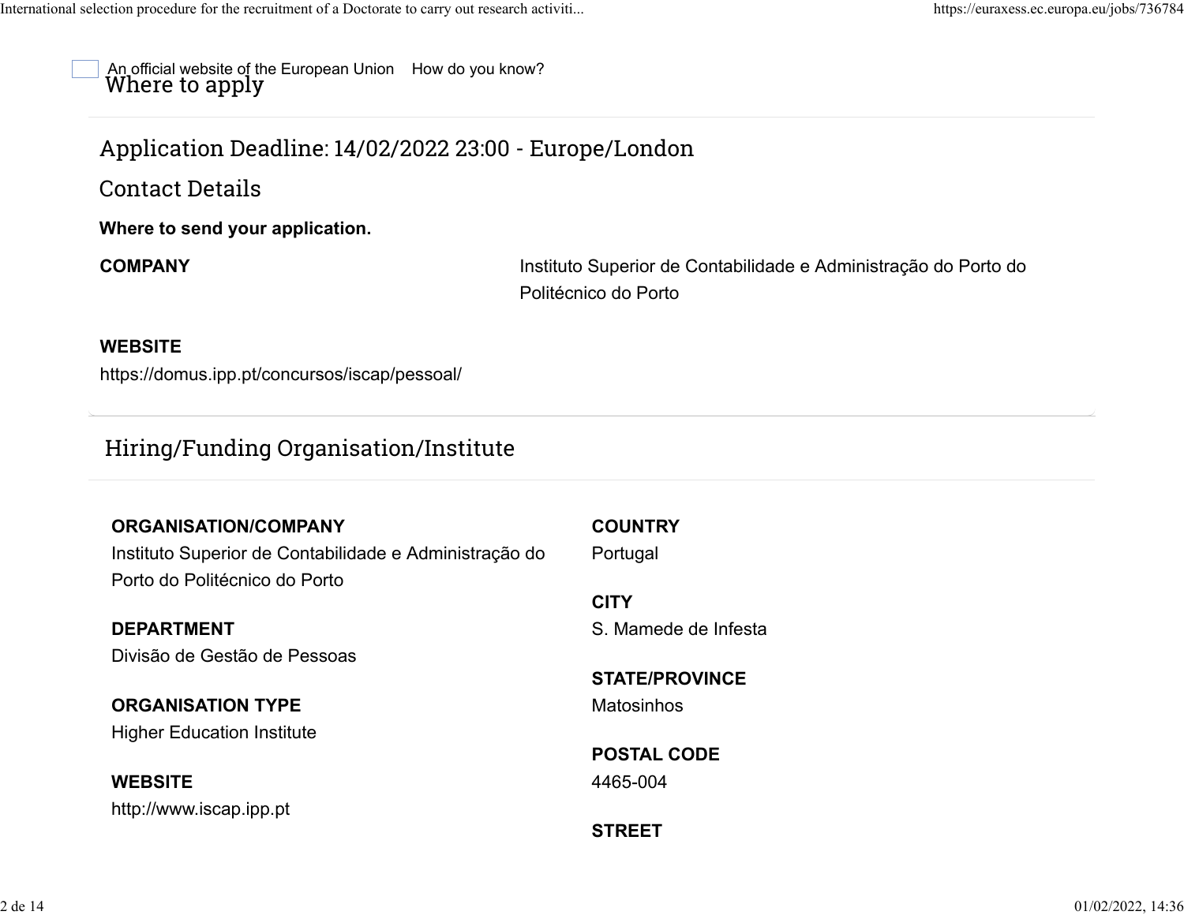## Where to apply

## Application Deadline: 14/02/2022 23:00 - Europe/London

### Contact Details

**Where to send your application.**

**COMPANY**

Instituto Superior de Contabilidade e Administração do Porto do Politécnico do Porto

**WEBSITE**

https://domus.ipp.pt/concursos/iscap/pessoal/

## Hiring/Funding Organisation/Institute

**ORGANISATION/COMPANY**

Instituto Superior de Contabilidade e Administração do Porto do Politécnico do Porto

**DEPARTMENT**

Divisão de Gestão de Pessoas

**ORGANISATION TYPE**

Higher Education Institute

**WEBSITE**

http://www.iscap.ipp.pt

**COUNTRY**

Portugal

**CITY**

S. Mamede de Infesta

**STATE/PROVINCE**

Matosinhos

**POSTAL CODE**

4465-004

**STREET**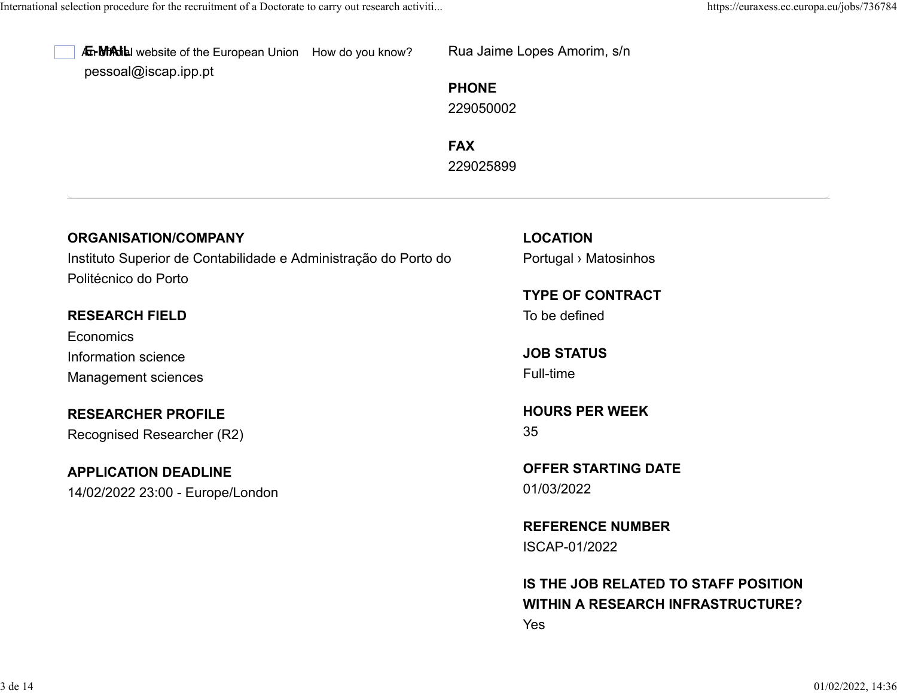**E-MAIL**
pessoal@iscap.ipp.pt

Rua Jaime Lopes Amorim, s/n

**PHONE**
229050002

**FAX**
229025899

---

**ORGANISATION/COMPANY**
Instituto Superior de Contabilidade e Administração do Porto do Politécnico do Porto

**RESEARCH FIELD**
Economics
Information science
Management sciences

**RESEARCHER PROFILE**
Recognised Researcher (R2)

**APPLICATION DEADLINE**
14/02/2022 23:00 - Europe/London

**LOCATION**
Portugal › Matosinhos

**TYPE OF CONTRACT**
To be defined

**JOB STATUS**
Full-time

**HOURS PER WEEK**
35

**OFFER STARTING DATE**
01/03/2022

**REFERENCE NUMBER**
ISCAP-01/2022

**IS THE JOB RELATED TO STAFF POSITION WITHIN A RESEARCH INFRASTRUCTURE?**
Yes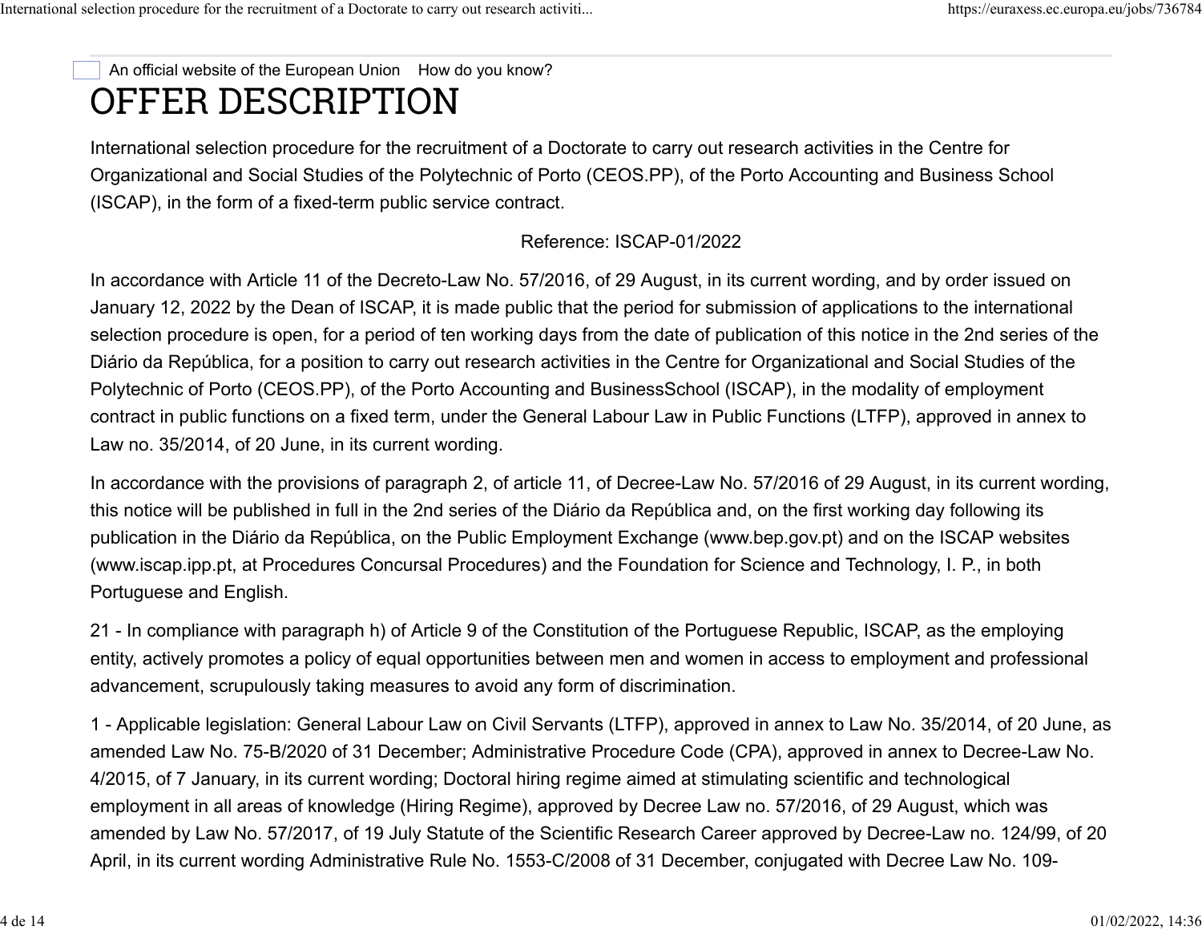An official website of the European Union How do you know?

# OFFER DESCRIPTION

International selection procedure for the recruitment of a Doctorate to carry out research activities in the Centre for Organizational and Social Studies of the Polytechnic of Porto (CEOS.PP), of the Porto Accounting and Business School (ISCAP), in the form of a fixed-term public service contract.

Reference: ISCAP-01/2022

In accordance with Article 11 of the Decreto-Law No. 57/2016, of 29 August, in its current wording, and by order issued on January 12, 2022 by the Dean of ISCAP, it is made public that the period for submission of applications to the international selection procedure is open, for a period of ten working days from the date of publication of this notice in the 2nd series of the Diário da República, for a position to carry out research activities in the Centre for Organizational and Social Studies of the Polytechnic of Porto (CEOS.PP), of the Porto Accounting and BusinessSchool (ISCAP), in the modality of employment contract in public functions on a fixed term, under the General Labour Law in Public Functions (LTFP), approved in annex to Law no. 35/2014, of 20 June, in its current wording.

In accordance with the provisions of paragraph 2, of article 11, of Decree-Law No. 57/2016 of 29 August, in its current wording, this notice will be published in full in the 2nd series of the Diário da República and, on the first working day following its publication in the Diário da República, on the Public Employment Exchange (www.bep.gov.pt) and on the ISCAP websites (www.iscap.ipp.pt, at Procedures Concursal Procedures) and the Foundation for Science and Technology, I. P., in both Portuguese and English.

21 - In compliance with paragraph h) of Article 9 of the Constitution of the Portuguese Republic, ISCAP, as the employing entity, actively promotes a policy of equal opportunities between men and women in access to employment and professional advancement, scrupulously taking measures to avoid any form of discrimination.

1 - Applicable legislation: General Labour Law on Civil Servants (LTFP), approved in annex to Law No. 35/2014, of 20 June, as amended Law No. 75-B/2020 of 31 December; Administrative Procedure Code (CPA), approved in annex to Decree-Law No. 4/2015, of 7 January, in its current wording; Doctoral hiring regime aimed at stimulating scientific and technological employment in all areas of knowledge (Hiring Regime), approved by Decree Law no. 57/2016, of 29 August, which was amended by Law No. 57/2017, of 19 July Statute of the Scientific Research Career approved by Decree-Law no. 124/99, of 20 April, in its current wording Administrative Rule No. 1553-C/2008 of 31 December, conjugated with Decree Law No. 109-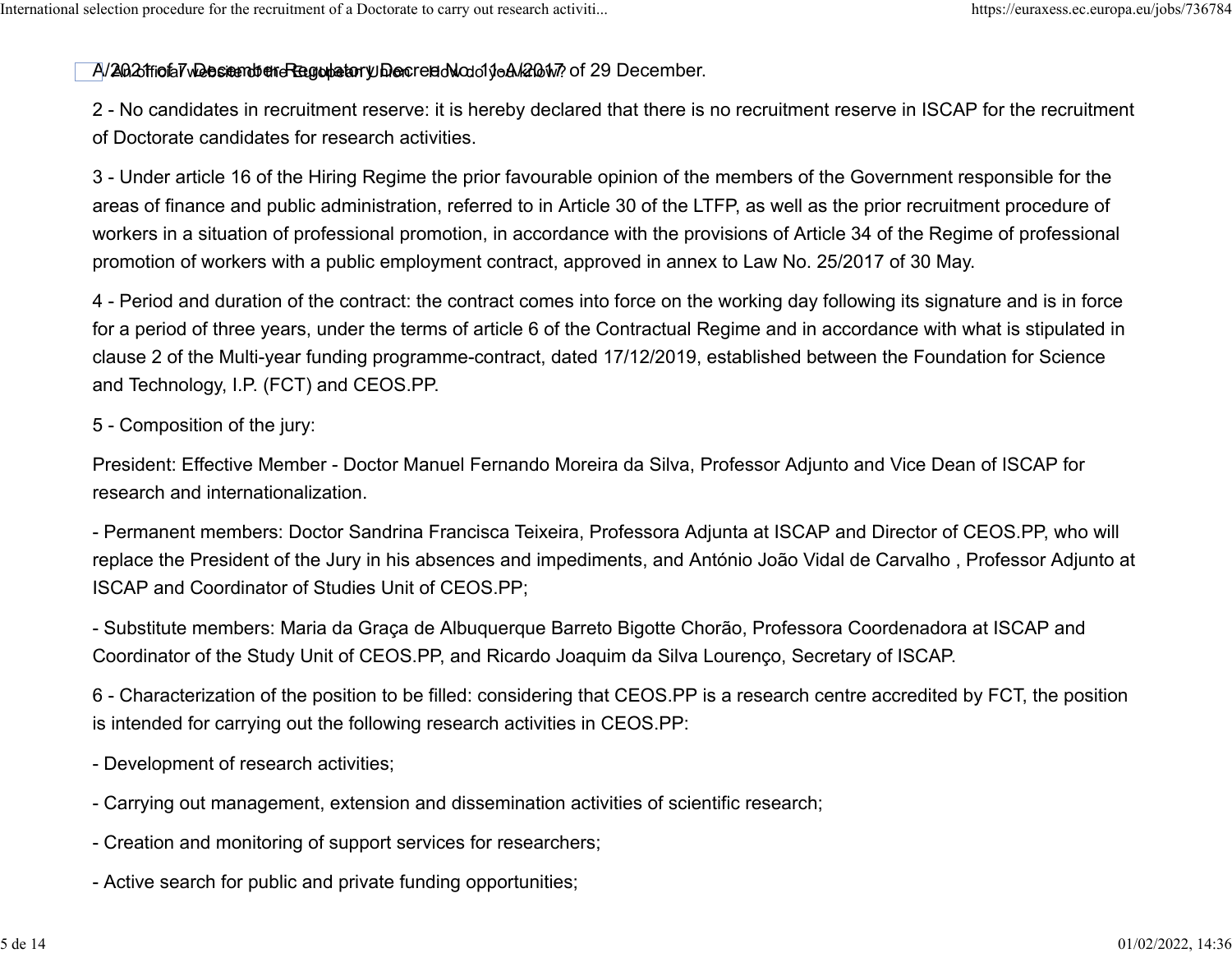A/2021 of 7 December, Regulatory Decree No. 11-A/2017 of 29 December.

2 - No candidates in recruitment reserve: it is hereby declared that there is no recruitment reserve in ISCAP for the recruitment of Doctorate candidates for research activities.

3 - Under article 16 of the Hiring Regime the prior favourable opinion of the members of the Government responsible for the areas of finance and public administration, referred to in Article 30 of the LTFP, as well as the prior recruitment procedure of workers in a situation of professional promotion, in accordance with the provisions of Article 34 of the Regime of professional promotion of workers with a public employment contract, approved in annex to Law No. 25/2017 of 30 May.

4 - Period and duration of the contract: the contract comes into force on the working day following its signature and is in force for a period of three years, under the terms of article 6 of the Contractual Regime and in accordance with what is stipulated in clause 2 of the Multi-year funding programme-contract, dated 17/12/2019, established between the Foundation for Science and Technology, I.P. (FCT) and CEOS.PP.

5 - Composition of the jury:

President: Effective Member - Doctor Manuel Fernando Moreira da Silva, Professor Adjunto and Vice Dean of ISCAP for research and internationalization.

- Permanent members: Doctor Sandrina Francisca Teixeira, Professora Adjunta at ISCAP and Director of CEOS.PP, who will replace the President of the Jury in his absences and impediments, and António João Vidal de Carvalho , Professor Adjunto at ISCAP and Coordinator of Studies Unit of CEOS.PP;

- Substitute members: Maria da Graça de Albuquerque Barreto Bigotte Chorão, Professora Coordenadora at ISCAP and Coordinator of the Study Unit of CEOS.PP, and Ricardo Joaquim da Silva Lourenço, Secretary of ISCAP.

6 - Characterization of the position to be filled: considering that CEOS.PP is a research centre accredited by FCT, the position is intended for carrying out the following research activities in CEOS.PP:

- Development of research activities;

- Carrying out management, extension and dissemination activities of scientific research;

- Creation and monitoring of support services for researchers;

- Active search for public and private funding opportunities;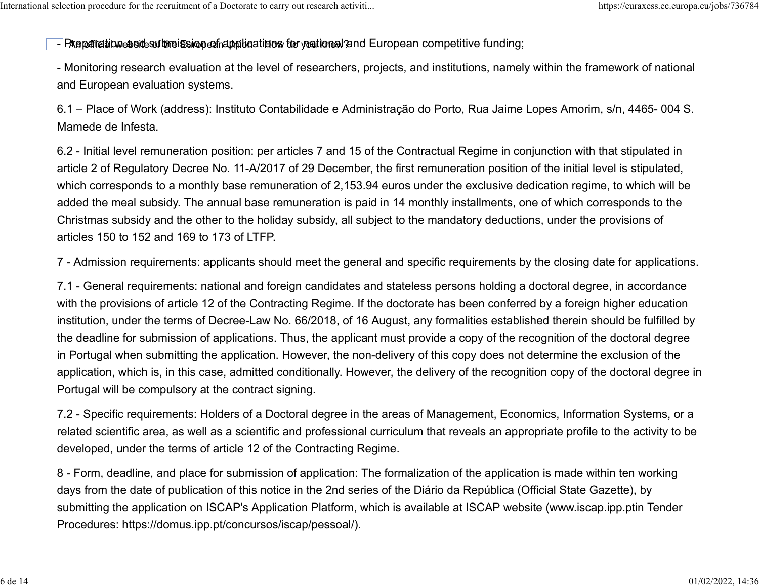- Preparation and submission of applications for national and European competitive funding;

- Monitoring research evaluation at the level of researchers, projects, and institutions, namely within the framework of national and European evaluation systems.

6.1 – Place of Work (address): Instituto Contabilidade e Administração do Porto, Rua Jaime Lopes Amorim, s/n, 4465- 004 S. Mamede de Infesta.

6.2 - Initial level remuneration position: per articles 7 and 15 of the Contractual Regime in conjunction with that stipulated in article 2 of Regulatory Decree No. 11-A/2017 of 29 December, the first remuneration position of the initial level is stipulated, which corresponds to a monthly base remuneration of 2,153.94 euros under the exclusive dedication regime, to which will be added the meal subsidy. The annual base remuneration is paid in 14 monthly installments, one of which corresponds to the Christmas subsidy and the other to the holiday subsidy, all subject to the mandatory deductions, under the provisions of articles 150 to 152 and 169 to 173 of LTFP.

7 - Admission requirements: applicants should meet the general and specific requirements by the closing date for applications.

7.1 - General requirements: national and foreign candidates and stateless persons holding a doctoral degree, in accordance with the provisions of article 12 of the Contracting Regime. If the doctorate has been conferred by a foreign higher education institution, under the terms of Decree-Law No. 66/2018, of 16 August, any formalities established therein should be fulfilled by the deadline for submission of applications. Thus, the applicant must provide a copy of the recognition of the doctoral degree in Portugal when submitting the application. However, the non-delivery of this copy does not determine the exclusion of the application, which is, in this case, admitted conditionally. However, the delivery of the recognition copy of the doctoral degree in Portugal will be compulsory at the contract signing.

7.2 - Specific requirements: Holders of a Doctoral degree in the areas of Management, Economics, Information Systems, or a related scientific area, as well as a scientific and professional curriculum that reveals an appropriate profile to the activity to be developed, under the terms of article 12 of the Contracting Regime.

8 - Form, deadline, and place for submission of application: The formalization of the application is made within ten working days from the date of publication of this notice in the 2nd series of the Diário da República (Official State Gazette), by submitting the application on ISCAP's Application Platform, which is available at ISCAP website (www.iscap.ipp.ptin Tender Procedures: https://domus.ipp.pt/concursos/iscap/pessoal/).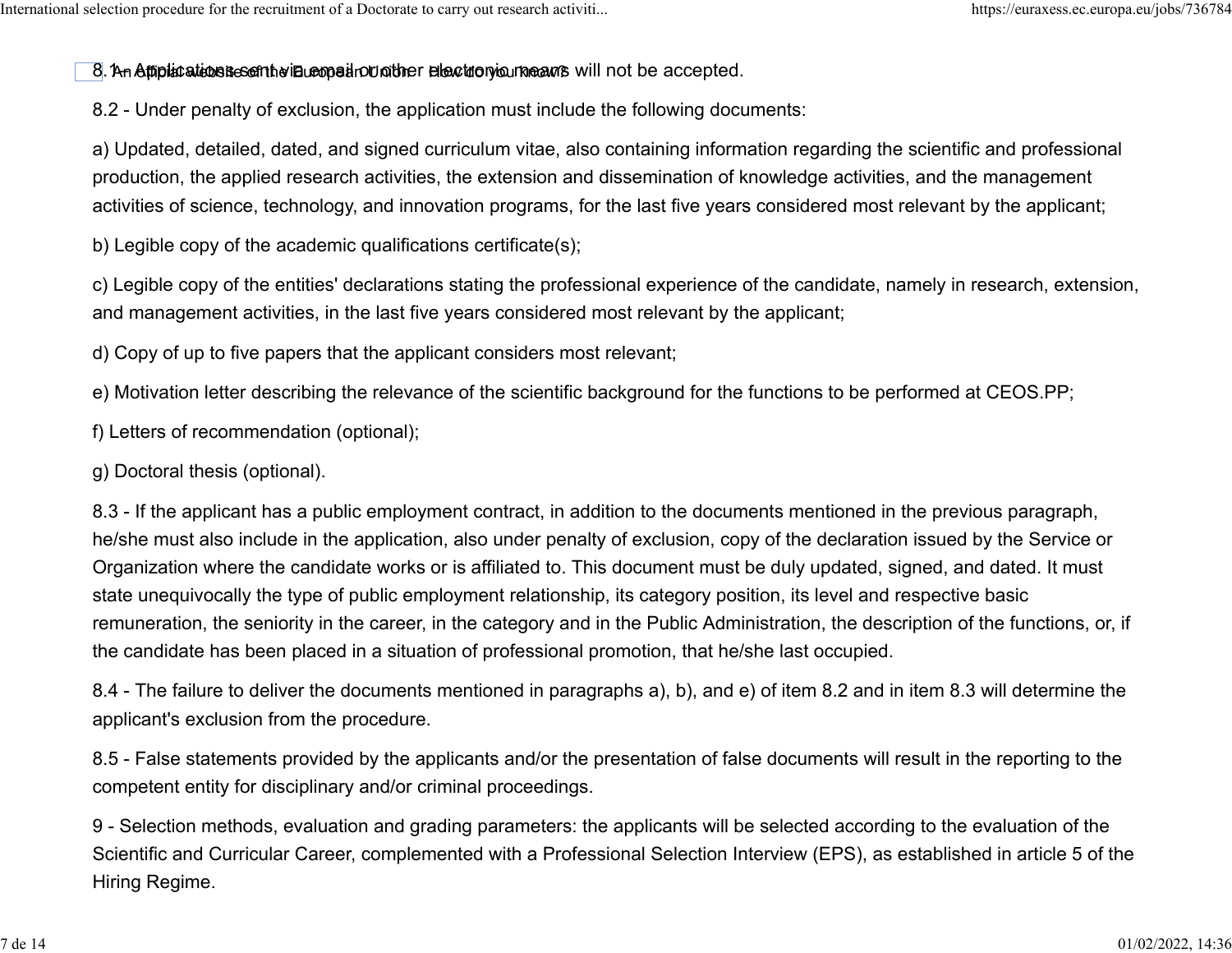8.1 - Applications sent via email or other electronic means will not be accepted.

8.2 - Under penalty of exclusion, the application must include the following documents:

a) Updated, detailed, dated, and signed curriculum vitae, also containing information regarding the scientific and professional production, the applied research activities, the extension and dissemination of knowledge activities, and the management activities of science, technology, and innovation programs, for the last five years considered most relevant by the applicant;

b) Legible copy of the academic qualifications certificate(s);

c) Legible copy of the entities' declarations stating the professional experience of the candidate, namely in research, extension, and management activities, in the last five years considered most relevant by the applicant;

d) Copy of up to five papers that the applicant considers most relevant;

e) Motivation letter describing the relevance of the scientific background for the functions to be performed at CEOS.PP;

f) Letters of recommendation (optional);

g) Doctoral thesis (optional).

8.3 - If the applicant has a public employment contract, in addition to the documents mentioned in the previous paragraph, he/she must also include in the application, also under penalty of exclusion, copy of the declaration issued by the Service or Organization where the candidate works or is affiliated to. This document must be duly updated, signed, and dated. It must state unequivocally the type of public employment relationship, its category position, its level and respective basic remuneration, the seniority in the career, in the category and in the Public Administration, the description of the functions, or, if the candidate has been placed in a situation of professional promotion, that he/she last occupied.

8.4 - The failure to deliver the documents mentioned in paragraphs a), b), and e) of item 8.2 and in item 8.3 will determine the applicant's exclusion from the procedure.

8.5 - False statements provided by the applicants and/or the presentation of false documents will result in the reporting to the competent entity for disciplinary and/or criminal proceedings.

9 - Selection methods, evaluation and grading parameters: the applicants will be selected according to the evaluation of the Scientific and Curricular Career, complemented with a Professional Selection Interview (EPS), as established in article 5 of the Hiring Regime.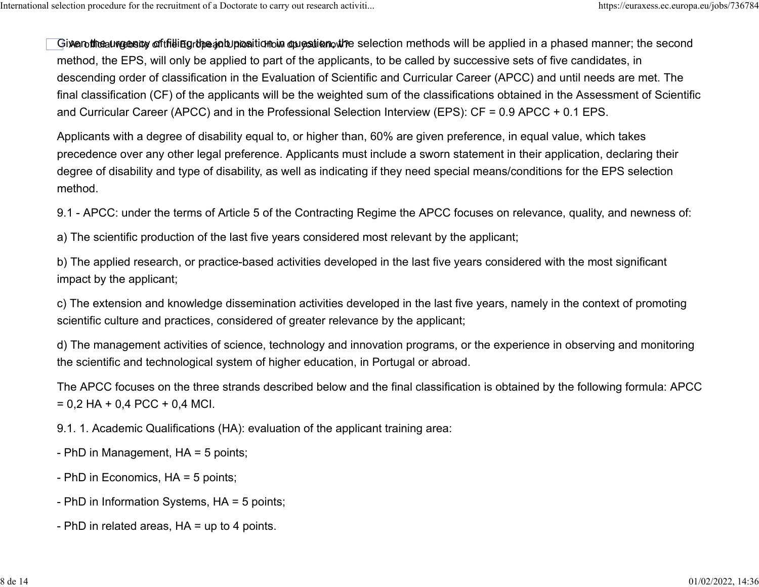Given the urgency of filling the job position in question, the selection methods will be applied in a phased manner; the second method, the EPS, will only be applied to part of the applicants, to be called by successive sets of five candidates, in descending order of classification in the Evaluation of Scientific and Curricular Career (APCC) and until needs are met. The final classification (CF) of the applicants will be the weighted sum of the classifications obtained in the Assessment of Scientific and Curricular Career (APCC) and in the Professional Selection Interview (EPS): CF = 0.9 APCC + 0.1 EPS.

Applicants with a degree of disability equal to, or higher than, 60% are given preference, in equal value, which takes precedence over any other legal preference. Applicants must include a sworn statement in their application, declaring their degree of disability and type of disability, as well as indicating if they need special means/conditions for the EPS selection method.

9.1 - APCC: under the terms of Article 5 of the Contracting Regime the APCC focuses on relevance, quality, and newness of:

a) The scientific production of the last five years considered most relevant by the applicant;

b) The applied research, or practice-based activities developed in the last five years considered with the most significant impact by the applicant;

c) The extension and knowledge dissemination activities developed in the last five years, namely in the context of promoting scientific culture and practices, considered of greater relevance by the applicant;

d) The management activities of science, technology and innovation programs, or the experience in observing and monitoring the scientific and technological system of higher education, in Portugal or abroad.

The APCC focuses on the three strands described below and the final classification is obtained by the following formula: APCC = 0,2 HA + 0,4 PCC + 0,4 MCI.

9.1. 1. Academic Qualifications (HA): evaluation of the applicant training area:

- PhD in Management, HA = 5 points;

- PhD in Economics, HA = 5 points;

- PhD in Information Systems, HA = 5 points;

- PhD in related areas, HA = up to 4 points.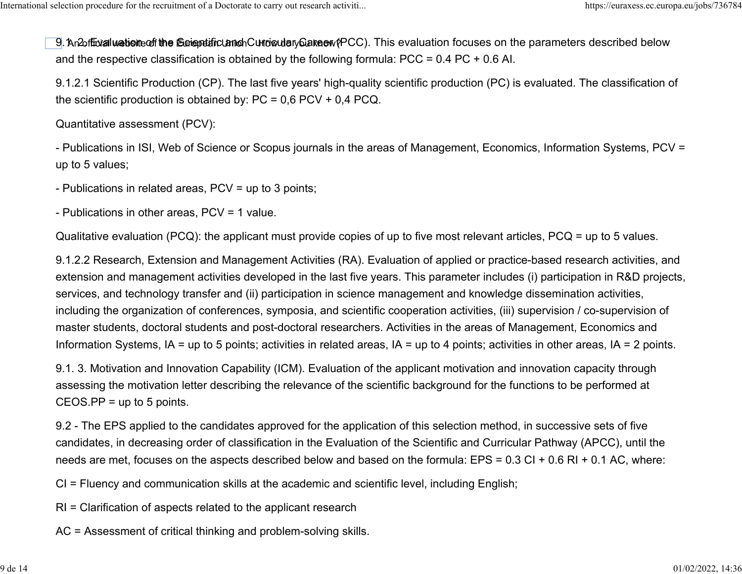9.1.2. Evaluation of the Scientific and Curricular Career (PCC). This evaluation focuses on the parameters described below and the respective classification is obtained by the following formula: PCC = 0.4 PC + 0.6 AI.

9.1.2.1 Scientific Production (CP). The last five years' high-quality scientific production (PC) is evaluated. The classification of the scientific production is obtained by: PC = 0,6 PCV + 0,4 PCQ.

Quantitative assessment (PCV):

- Publications in ISI, Web of Science or Scopus journals in the areas of Management, Economics, Information Systems, PCV = up to 5 values;

- Publications in related areas, PCV = up to 3 points;

- Publications in other areas, PCV = 1 value.

Qualitative evaluation (PCQ): the applicant must provide copies of up to five most relevant articles, PCQ = up to 5 values.

9.1.2.2 Research, Extension and Management Activities (RA). Evaluation of applied or practice-based research activities, and extension and management activities developed in the last five years. This parameter includes (i) participation in R&D projects, services, and technology transfer and (ii) participation in science management and knowledge dissemination activities, including the organization of conferences, symposia, and scientific cooperation activities, (iii) supervision / co-supervision of master students, doctoral students and post-doctoral researchers. Activities in the areas of Management, Economics and Information Systems, IA = up to 5 points; activities in related areas, IA = up to 4 points; activities in other areas, IA = 2 points.

9.1. 3. Motivation and Innovation Capability (ICM). Evaluation of the applicant motivation and innovation capacity through assessing the motivation letter describing the relevance of the scientific background for the functions to be performed at CEOS.PP = up to 5 points.

9.2 - The EPS applied to the candidates approved for the application of this selection method, in successive sets of five candidates, in decreasing order of classification in the Evaluation of the Scientific and Curricular Pathway (APCC), until the needs are met, focuses on the aspects described below and based on the formula: EPS = 0.3 CI + 0.6 RI + 0.1 AC, where:

CI = Fluency and communication skills at the academic and scientific level, including English;

RI = Clarification of aspects related to the applicant research

AC = Assessment of critical thinking and problem-solving skills.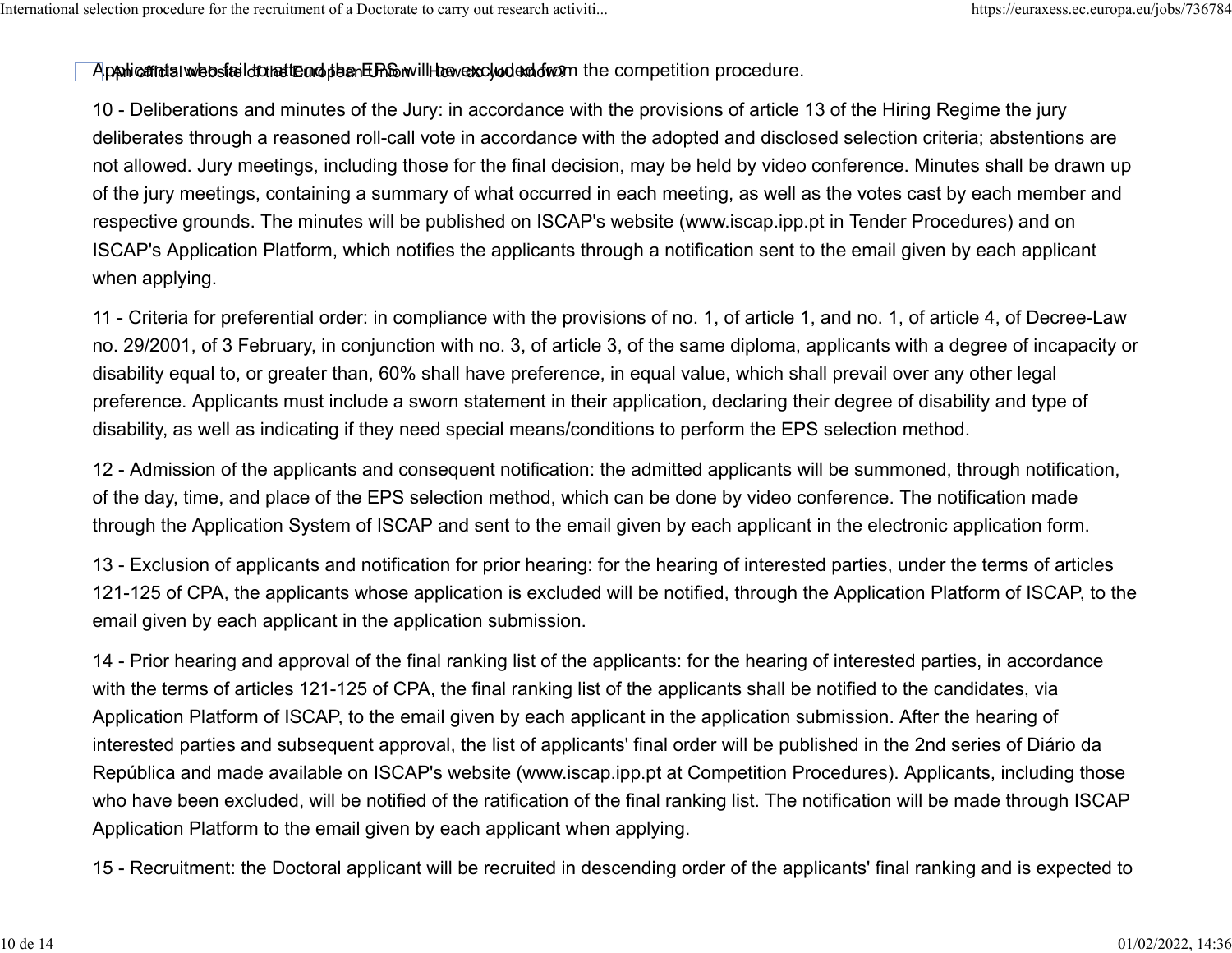Applicants who fail to attend the EPS will be excluded from the competition procedure.

10 - Deliberations and minutes of the Jury: in accordance with the provisions of article 13 of the Hiring Regime the jury deliberates through a reasoned roll-call vote in accordance with the adopted and disclosed selection criteria; abstentions are not allowed. Jury meetings, including those for the final decision, may be held by video conference. Minutes shall be drawn up of the jury meetings, containing a summary of what occurred in each meeting, as well as the votes cast by each member and respective grounds. The minutes will be published on ISCAP's website (www.iscap.ipp.pt in Tender Procedures) and on ISCAP's Application Platform, which notifies the applicants through a notification sent to the email given by each applicant when applying.

11 - Criteria for preferential order: in compliance with the provisions of no. 1, of article 1, and no. 1, of article 4, of Decree-Law no. 29/2001, of 3 February, in conjunction with no. 3, of article 3, of the same diploma, applicants with a degree of incapacity or disability equal to, or greater than, 60% shall have preference, in equal value, which shall prevail over any other legal preference. Applicants must include a sworn statement in their application, declaring their degree of disability and type of disability, as well as indicating if they need special means/conditions to perform the EPS selection method.

12 - Admission of the applicants and consequent notification: the admitted applicants will be summoned, through notification, of the day, time, and place of the EPS selection method, which can be done by video conference. The notification made through the Application System of ISCAP and sent to the email given by each applicant in the electronic application form.

13 - Exclusion of applicants and notification for prior hearing: for the hearing of interested parties, under the terms of articles 121-125 of CPA, the applicants whose application is excluded will be notified, through the Application Platform of ISCAP, to the email given by each applicant in the application submission.

14 - Prior hearing and approval of the final ranking list of the applicants: for the hearing of interested parties, in accordance with the terms of articles 121-125 of CPA, the final ranking list of the applicants shall be notified to the candidates, via Application Platform of ISCAP, to the email given by each applicant in the application submission. After the hearing of interested parties and subsequent approval, the list of applicants' final order will be published in the 2nd series of Diário da República and made available on ISCAP's website (www.iscap.ipp.pt at Competition Procedures). Applicants, including those who have been excluded, will be notified of the ratification of the final ranking list. The notification will be made through ISCAP Application Platform to the email given by each applicant when applying.

15 - Recruitment: the Doctoral applicant will be recruited in descending order of the applicants' final ranking and is expected to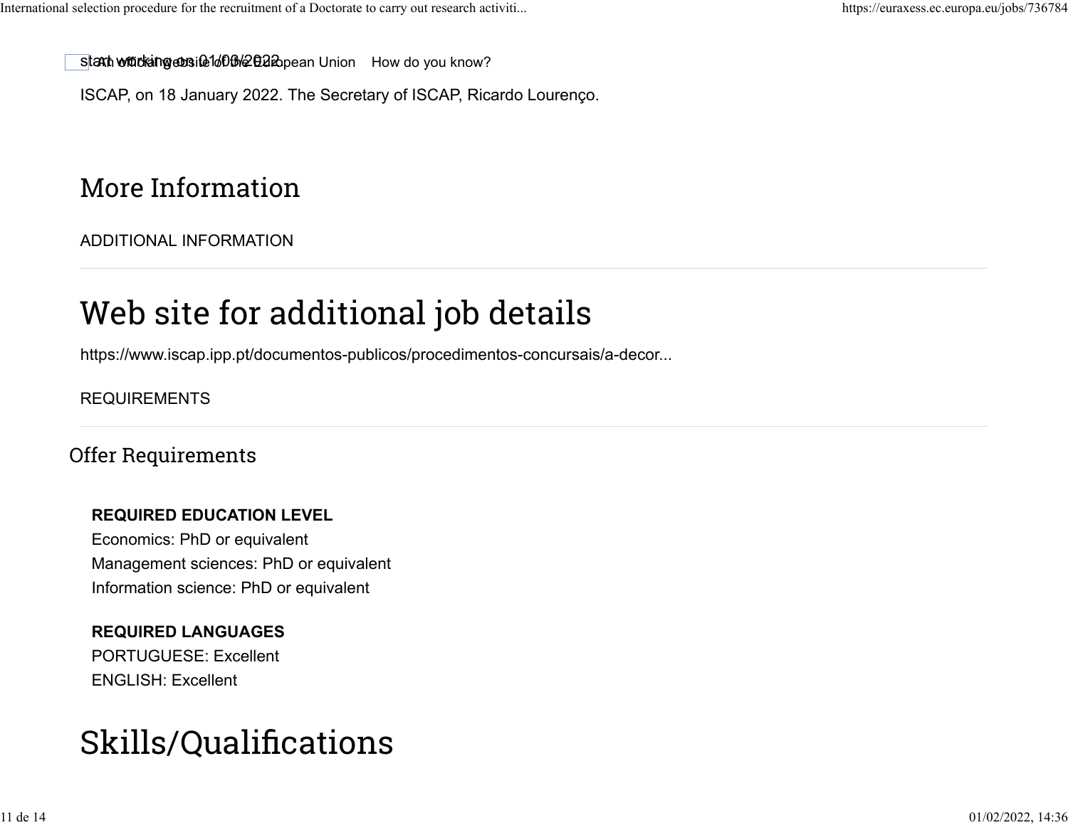start working on 01/03/2022

ISCAP, on 18 January 2022. The Secretary of ISCAP, Ricardo Lourenço.

## More Information

ADDITIONAL INFORMATION

# Web site for additional job details

https://www.iscap.ipp.pt/documentos-publicos/procedimentos-concursais/a-decor...

REQUIREMENTS

### Offer Requirements

**REQUIRED EDUCATION LEVEL**
Economics: PhD or equivalent
Management sciences: PhD or equivalent
Information science: PhD or equivalent

**REQUIRED LANGUAGES**
PORTUGUESE: Excellent
ENGLISH: Excellent

# Skills/Qualifications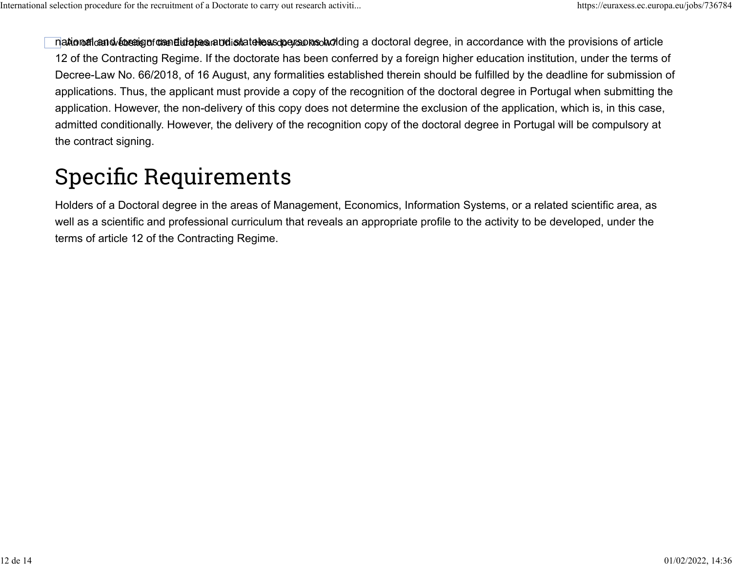national and foreign candidates and stateless persons holding a doctoral degree, in accordance with the provisions of article 12 of the Contracting Regime. If the doctorate has been conferred by a foreign higher education institution, under the terms of Decree-Law No. 66/2018, of 16 August, any formalities established therein should be fulfilled by the deadline for submission of applications. Thus, the applicant must provide a copy of the recognition of the doctoral degree in Portugal when submitting the application. However, the non-delivery of this copy does not determine the exclusion of the application, which is, in this case, admitted conditionally. However, the delivery of the recognition copy of the doctoral degree in Portugal will be compulsory at the contract signing.

# Specific Requirements

Holders of a Doctoral degree in the areas of Management, Economics, Information Systems, or a related scientific area, as well as a scientific and professional curriculum that reveals an appropriate profile to the activity to be developed, under the terms of article 12 of the Contracting Regime.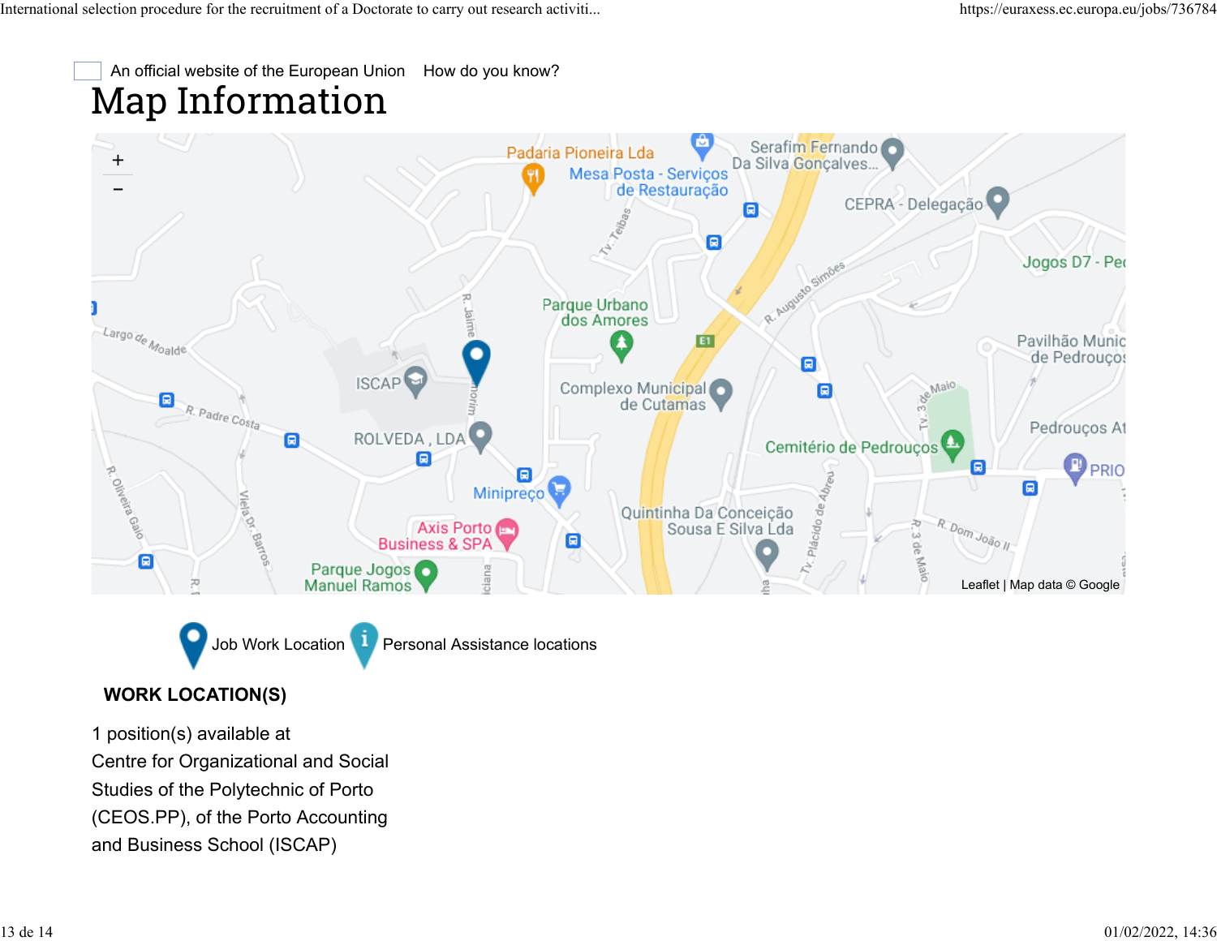An official website of the European Union How do you know?

# Map Information

Job Work Location Personal Assistance locations

**WORK LOCATION(S)**

1 position(s) available at
Centre for Organizational and Social Studies of the Polytechnic of Porto (CEOS.PP), of the Porto Accounting and Business School (ISCAP)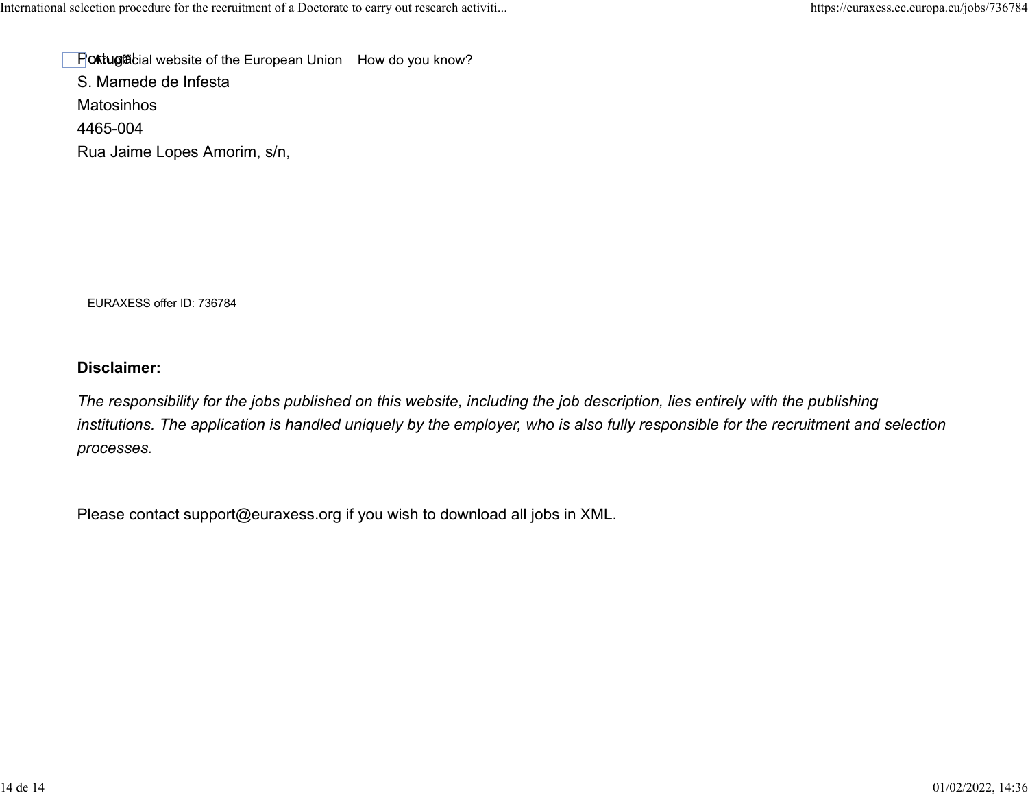Portugal

S. Mamede de Infesta

Matosinhos

4465-004

Rua Jaime Lopes Amorim, s/n,

EURAXESS offer ID: 736784

**Disclaimer:**

*The responsibility for the jobs published on this website, including the job description, lies entirely with the publishing institutions. The application is handled uniquely by the employer, who is also fully responsible for the recruitment and selection processes.*

Please contact support@euraxess.org if you wish to download all jobs in XML.